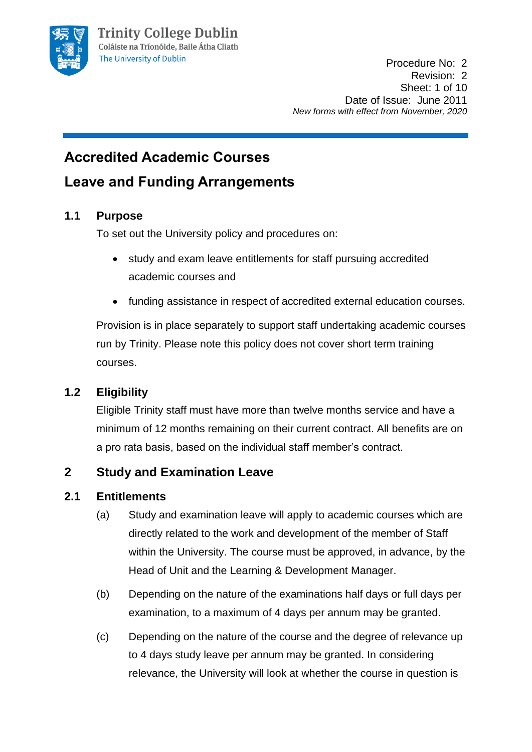Procedure No: 2
Revision: 2
Date of Issue: June 2011
*New forms with effect from November, 2020*

# Accredited Academic Courses

# Leave and Funding Arrangements

## 1.1 Purpose

To set out the University policy and procedures on:

- study and exam leave entitlements for staff pursuing accredited academic courses and
- funding assistance in respect of accredited external education courses.

Provision is in place separately to support staff undertaking academic courses run by Trinity. Please note this policy does not cover short term training courses.

## 1.2 Eligibility

Eligible Trinity staff must have more than twelve months service and have a minimum of 12 months remaining on their current contract. All benefits are on a pro rata basis, based on the individual staff member's contract.

## 2 Study and Examination Leave

### 2.1 Entitlements

(a) Study and examination leave will apply to academic courses which are directly related to the work and development of the member of Staff within the University. The course must be approved, in advance, by the Head of Unit and the Learning & Development Manager.

(b) Depending on the nature of the examinations half days or full days per examination, to a maximum of 4 days per annum may be granted.

(c) Depending on the nature of the course and the degree of relevance up to 4 days study leave per annum may be granted. In considering relevance, the University will look at whether the course in question is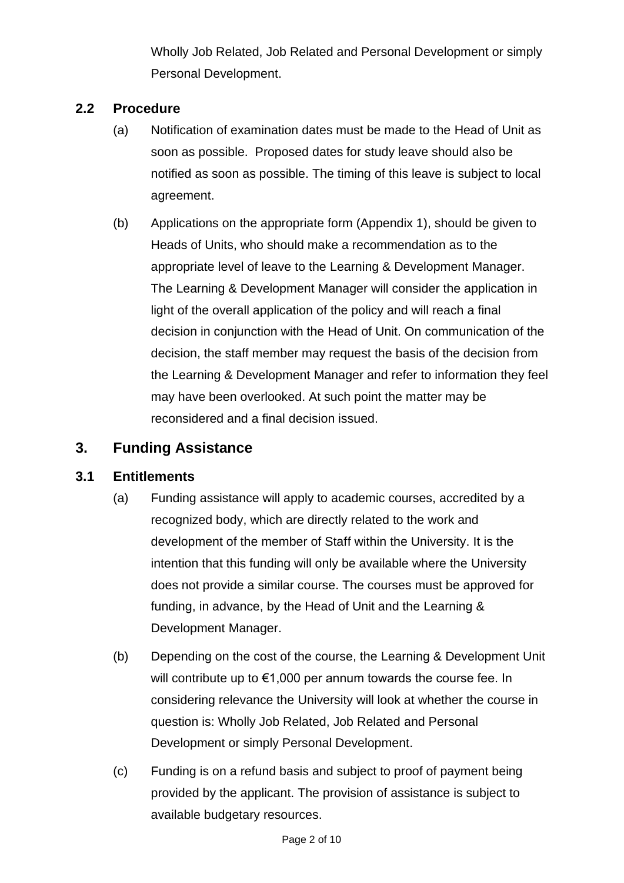Wholly Job Related, Job Related and Personal Development or simply Personal Development.

### 2.2 Procedure

(a) Notification of examination dates must be made to the Head of Unit as soon as possible. Proposed dates for study leave should also be notified as soon as possible. The timing of this leave is subject to local agreement.

(b) Applications on the appropriate form (Appendix 1), should be given to Heads of Units, who should make a recommendation as to the appropriate level of leave to the Learning & Development Manager. The Learning & Development Manager will consider the application in light of the overall application of the policy and will reach a final decision in conjunction with the Head of Unit. On communication of the decision, the staff member may request the basis of the decision from the Learning & Development Manager and refer to information they feel may have been overlooked. At such point the matter may be reconsidered and a final decision issued.

## 3. Funding Assistance

### 3.1 Entitlements

(a) Funding assistance will apply to academic courses, accredited by a recognized body, which are directly related to the work and development of the member of Staff within the University. It is the intention that this funding will only be available where the University does not provide a similar course. The courses must be approved for funding, in advance, by the Head of Unit and the Learning & Development Manager.

(b) Depending on the cost of the course, the Learning & Development Unit will contribute up to €1,000 per annum towards the course fee. In considering relevance the University will look at whether the course in question is: Wholly Job Related, Job Related and Personal Development or simply Personal Development.

(c) Funding is on a refund basis and subject to proof of payment being provided by the applicant. The provision of assistance is subject to available budgetary resources.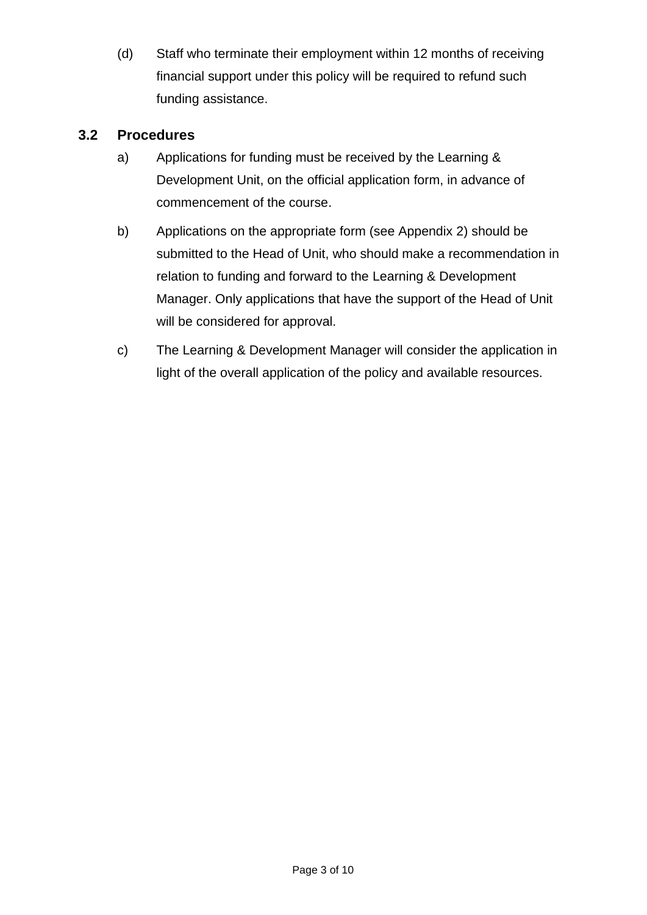(d) Staff who terminate their employment within 12 months of receiving financial support under this policy will be required to refund such funding assistance.

### 3.2 Procedures

a) Applications for funding must be received by the Learning & Development Unit, on the official application form, in advance of commencement of the course.

b) Applications on the appropriate form (see Appendix 2) should be submitted to the Head of Unit, who should make a recommendation in relation to funding and forward to the Learning & Development Manager. Only applications that have the support of the Head of Unit will be considered for approval.

c) The Learning & Development Manager will consider the application in light of the overall application of the policy and available resources.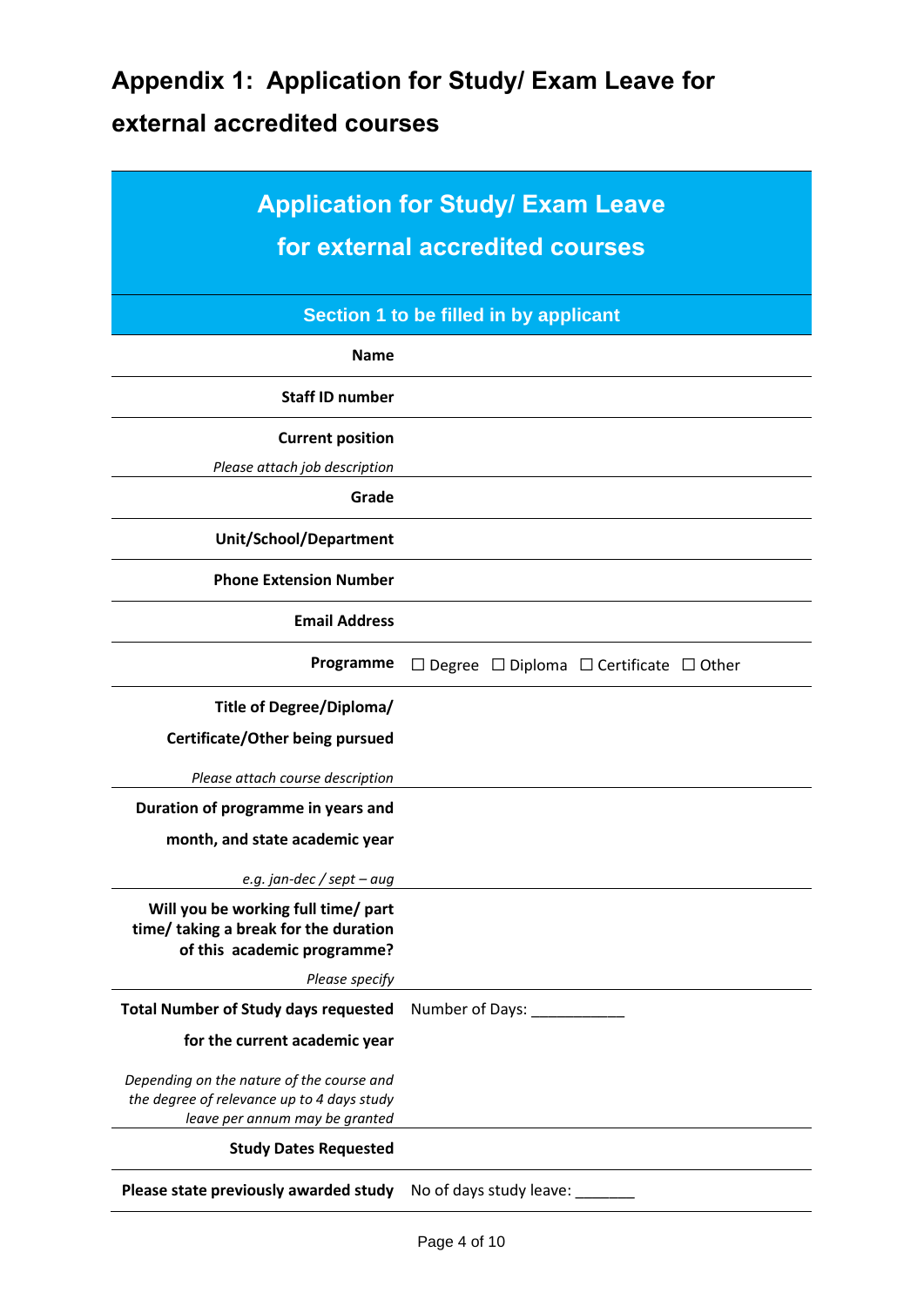# Appendix 1: Application for Study/ Exam Leave for external accredited courses

| Application for Study/ Exam Leave for external accredited courses | |
|---|---|
| **Section 1 to be filled in by applicant** | |
| **Name** | |
| **Staff ID number** | |
| **Current position**<br>*Please attach job description* | |
| **Grade** | |
| **Unit/School/Department** | |
| **Phone Extension Number** | |
| **Email Address** | |
| **Programme** | ☐ Degree ☐ Diploma ☐ Certificate ☐ Other |
| **Title of Degree/Diploma/ Certificate/Other being pursued**<br>*Please attach course description* | |
| **Duration of programme in years and month, and state academic year**<br>*e.g. jan-dec / sept – aug* | |
| **Will you be working full time/ part time/ taking a break for the duration of this academic programme?**<br>*Please specify* | |
| **Total Number of Study days requested for the current academic year**<br>*Depending on the nature of the course and the degree of relevance up to 4 days study leave per annum may be granted* | Number of Days: ___________ |
| **Study Dates Requested** | |
| **Please state previously awarded study** | No of days study leave: _______ |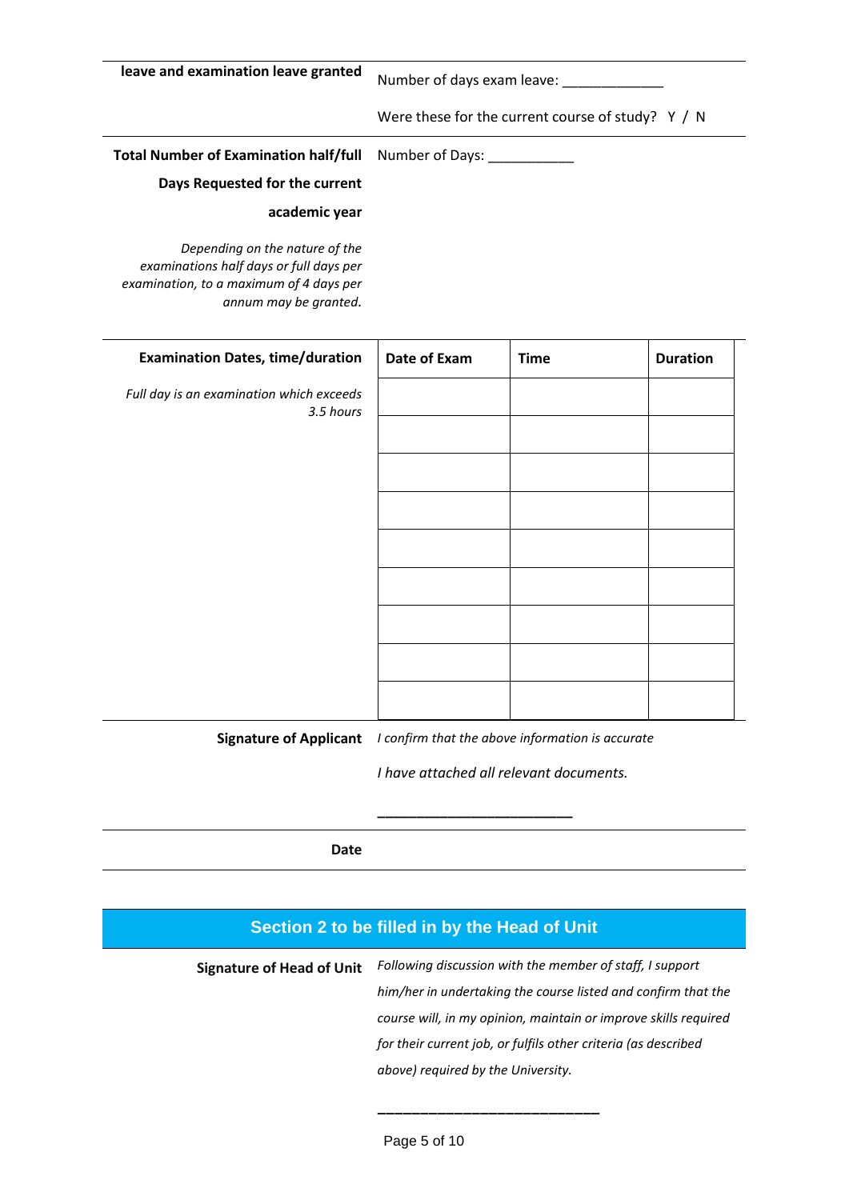| | |
|---|---|
| **leave and examination leave granted** | Number of days exam leave: _____________<br><br>Were these for the current course of study? Y / N |
| **Total Number of Examination half/full Days Requested for the current academic year**<br><br>*Depending on the nature of the examinations half days or full days per examination, to a maximum of 4 days per annum may be granted.* | Number of Days: ___________ |

**Examination Dates, time/duration**

*Full day is an examination which exceeds 3.5 hours*

| Date of Exam | Time | Duration |
|---|---|---|
| | | |
| | | |
| | | |
| | | |
| | | |
| | | |
| | | |
| | | |
| | | |

| | |
|---|---|
| **Signature of Applicant** | *I confirm that the above information is accurate*<br><br>*I have attached all relevant documents.*<br><br>_________________________ |
| **Date** | |

## Section 2 to be filled in by the Head of Unit

| | |
|---|---|
| **Signature of Head of Unit** | *Following discussion with the member of staff, I support him/her in undertaking the course listed and confirm that the course will, in my opinion, maintain or improve skills required for their current job, or fulfils other criteria (as described above) required by the University.*<br><br>_____________________________ |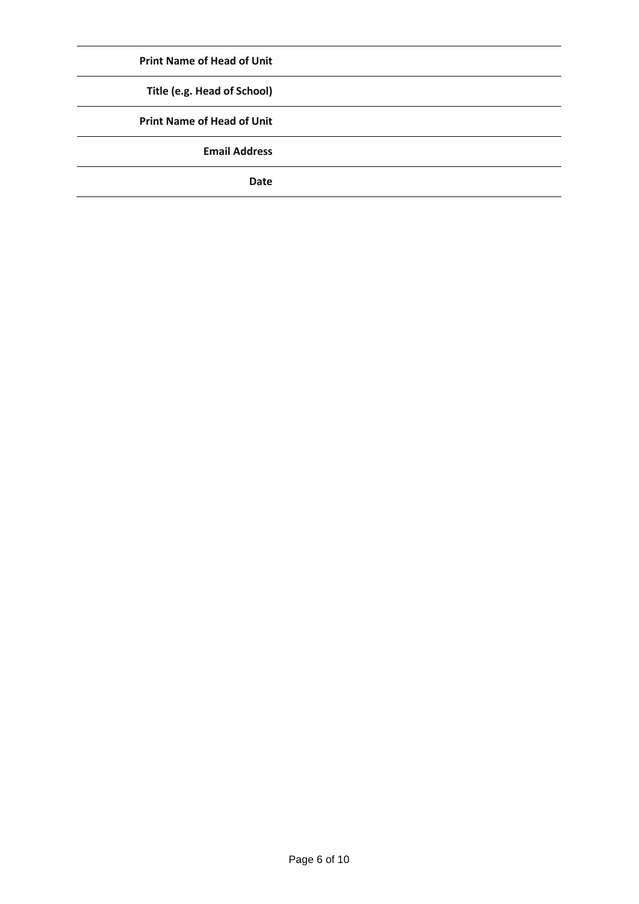| | |
|---|---|
| **Print Name of Head of Unit** | |
| **Title (e.g. Head of School)** | |
| **Print Name of Head of Unit** | |
| **Email Address** | |
| **Date** | |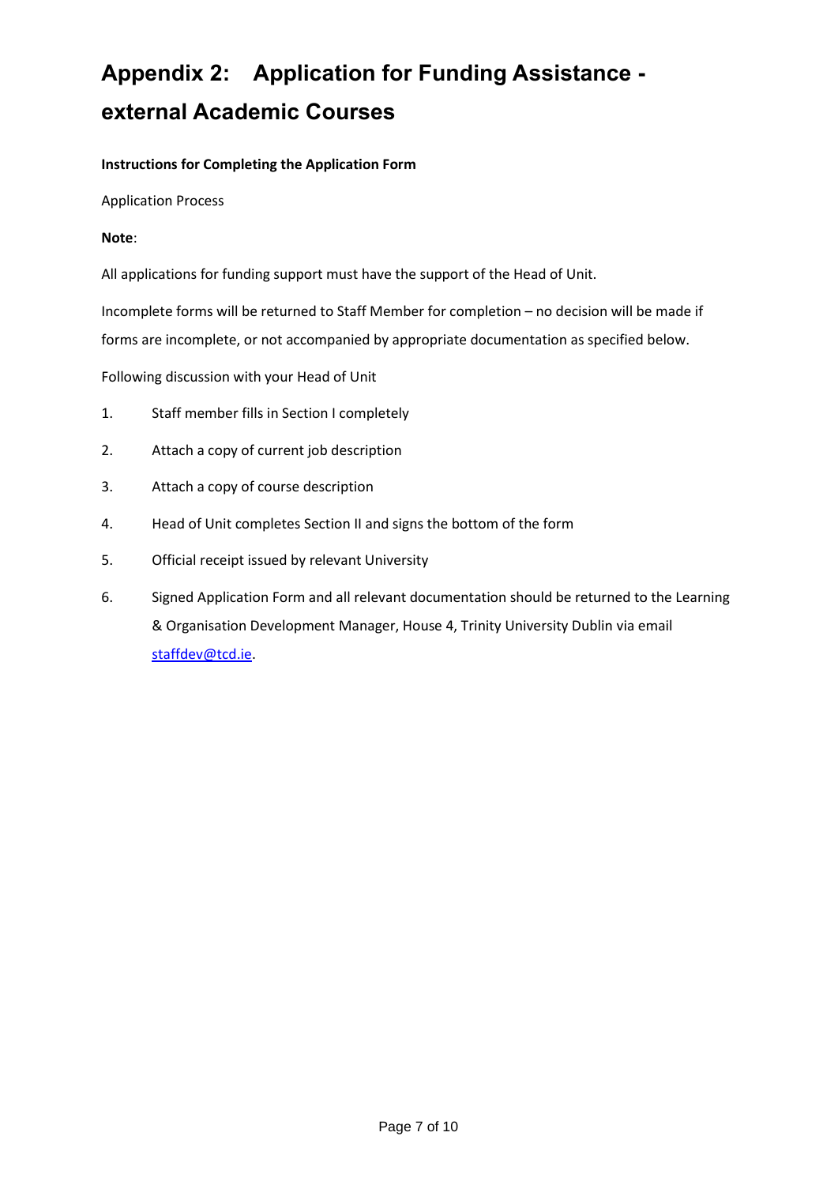# Appendix 2: Application for Funding Assistance - external Academic Courses

**Instructions for Completing the Application Form**

Application Process

**Note**:

All applications for funding support must have the support of the Head of Unit.

Incomplete forms will be returned to Staff Member for completion – no decision will be made if forms are incomplete, or not accompanied by appropriate documentation as specified below.

Following discussion with your Head of Unit

1. Staff member fills in Section I completely
2. Attach a copy of current job description
3. Attach a copy of course description
4. Head of Unit completes Section II and signs the bottom of the form
5. Official receipt issued by relevant University
6. Signed Application Form and all relevant documentation should be returned to the Learning & Organisation Development Manager, House 4, Trinity University Dublin via email staffdev@tcd.ie.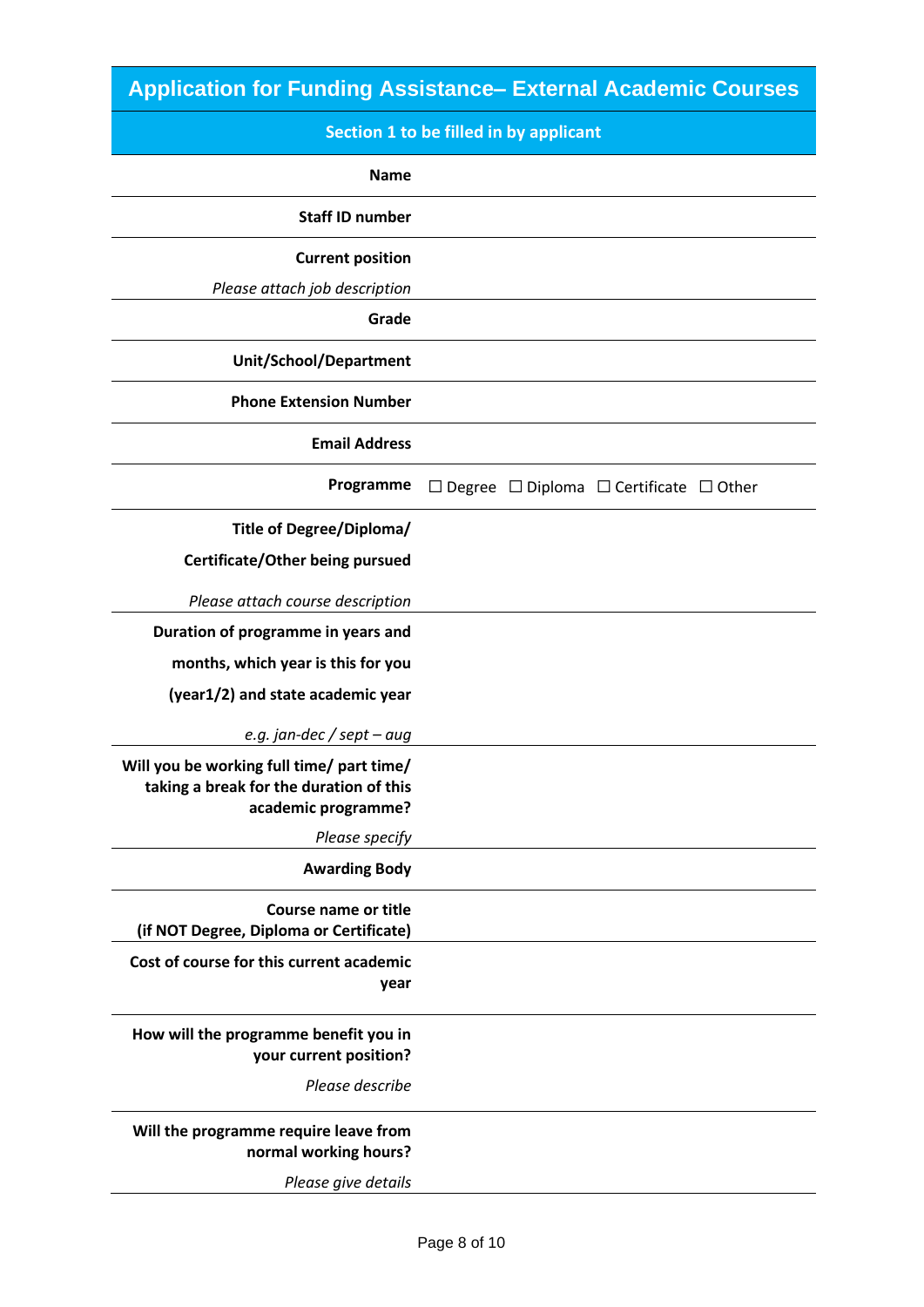## Application for Funding Assistance– External Academic Courses

| Section 1 to be filled in by applicant | |
|---|---|
| **Name** | |
| **Staff ID number** | |
| **Current position**<br>*Please attach job description* | |
| **Grade** | |
| **Unit/School/Department** | |
| **Phone Extension Number** | |
| **Email Address** | |
| **Programme** | ☐ Degree ☐ Diploma ☐ Certificate ☐ Other |
| **Title of Degree/Diploma/ Certificate/Other being pursued**<br>*Please attach course description* | |
| **Duration of programme in years and months, which year is this for you (year1/2) and state academic year**<br>*e.g. jan-dec / sept – aug* | |
| **Will you be working full time/ part time/ taking a break for the duration of this academic programme?**<br>*Please specify* | |
| **Awarding Body** | |
| **Course name or title (if NOT Degree, Diploma or Certificate)** | |
| **Cost of course for this current academic year** | |
| **How will the programme benefit you in your current position?**<br>*Please describe* | |
| **Will the programme require leave from normal working hours?**<br>*Please give details* | |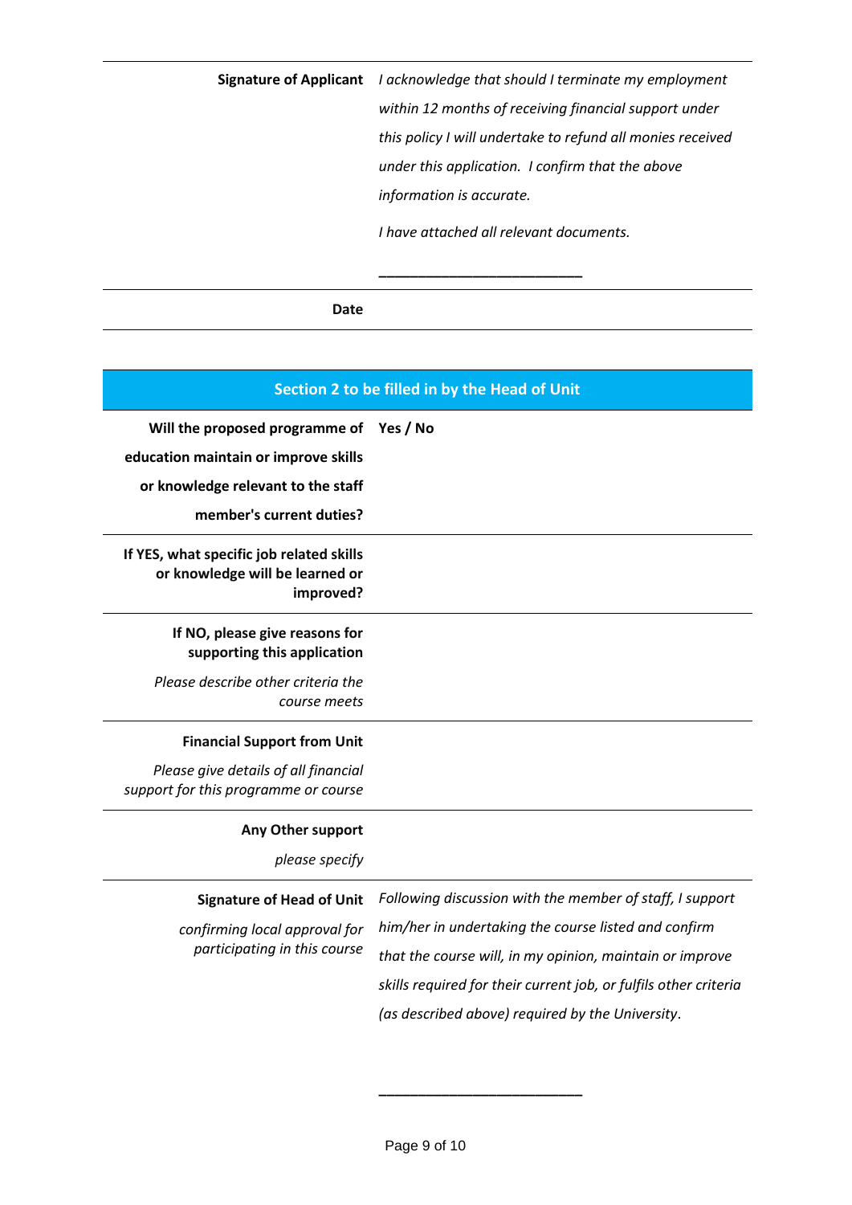| | |
|---|---|
| **Signature of Applicant** | *I acknowledge that should I terminate my employment within 12 months of receiving financial support under this policy I will undertake to refund all monies received under this application. I confirm that the above information is accurate.*<br><br>*I have attached all relevant documents.*<br><br>___________________________ |
| **Date** | |

## Section 2 to be filled in by the Head of Unit

| | |
|---|---|
| **Will the proposed programme of education maintain or improve skills or knowledge relevant to the staff member's current duties?** | **Yes / No** |
| **If YES, what specific job related skills or knowledge will be learned or improved?** | |
| **If NO, please give reasons for supporting this application**<br><br>*Please describe other criteria the course meets* | |
| **Financial Support from Unit**<br><br>*Please give details of all financial support for this programme or course* | |
| **Any Other support**<br><br>*please specify* | |
| **Signature of Head of Unit**<br><br>*confirming local approval for participating in this course* | *Following discussion with the member of staff, I support him/her in undertaking the course listed and confirm that the course will, in my opinion, maintain or improve skills required for their current job, or fulfils other criteria (as described above) required by the University.*<br><br>___________________________ |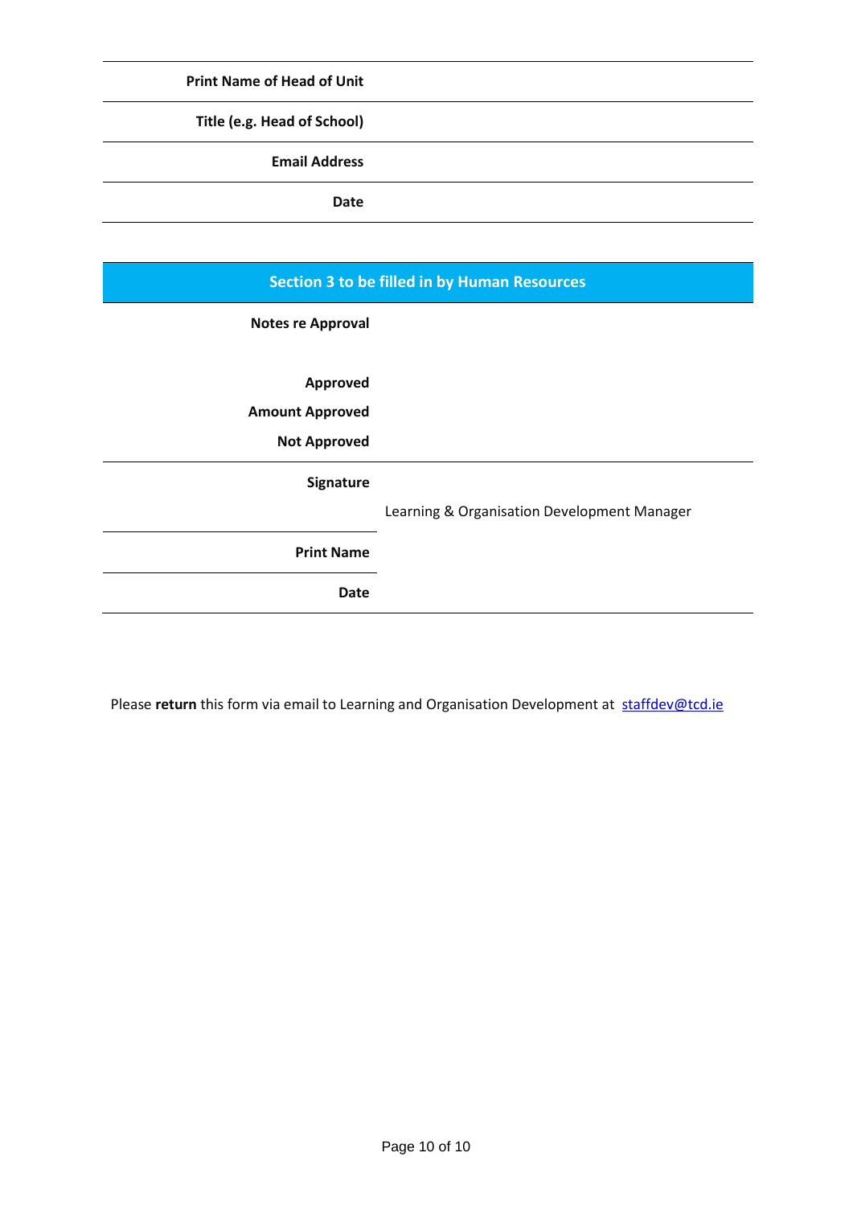| | |
|---|---|
| **Print Name of Head of Unit** | |
| **Title (e.g. Head of School)** | |
| **Email Address** | |
| **Date** | |

## Section 3 to be filled in by Human Resources

| | |
|---|---|
| **Notes re Approval** | |
| **Approved** | |
| **Amount Approved** | |
| **Not Approved** | |
| **Signature** | Learning & Organisation Development Manager |
| **Print Name** | |
| **Date** | |

Please **return** this form via email to Learning and Organisation Development at staffdev@tcd.ie